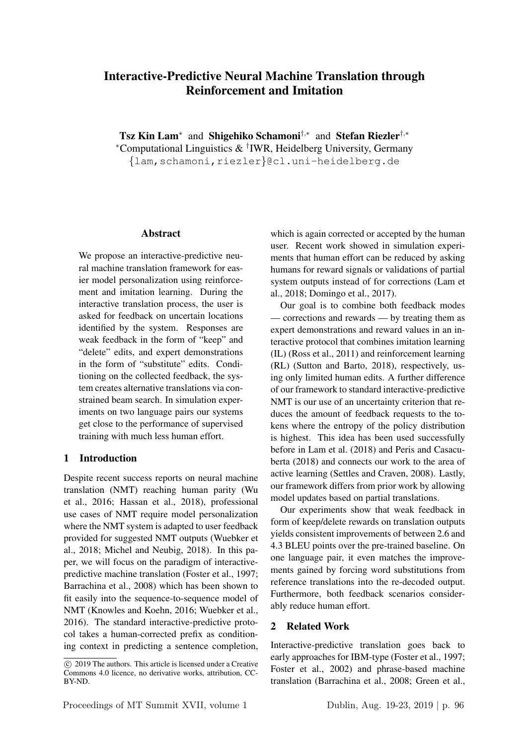# Interactive-Predictive Neural Machine Translation through Reinforcement and Imitation

**Tsz Kin Lam*** and **Shigehiko Schamoni†,*** and **Stefan Riezler†,***

*Computational Linguistics & †IWR, Heidelberg University, Germany

{lam,schamoni,riezler}@cl.uni-heidelberg.de

## Abstract

We propose an interactive-predictive neural machine translation framework for easier model personalization using reinforcement and imitation learning. During the interactive translation process, the user is asked for feedback on uncertain locations identified by the system. Responses are weak feedback in the form of "keep" and "delete" edits, and expert demonstrations in the form of "substitute" edits. Conditioning on the collected feedback, the system creates alternative translations via constrained beam search. In simulation experiments on two language pairs our systems get close to the performance of supervised training with much less human effort.

## 1 Introduction

Despite recent success reports on neural machine translation (NMT) reaching human parity (Wu et al., 2016; Hassan et al., 2018), professional use cases of NMT require model personalization where the NMT system is adapted to user feedback provided for suggested NMT outputs (Wuebker et al., 2018; Michel and Neubig, 2018). In this paper, we will focus on the paradigm of interactive-predictive machine translation (Foster et al., 1997; Barrachina et al., 2008) which has been shown to fit easily into the sequence-to-sequence model of NMT (Knowles and Koehn, 2016; Wuebker et al., 2016). The standard interactive-predictive protocol takes a human-corrected prefix as conditioning context in predicting a sentence completion, which is again corrected or accepted by the human user. Recent work showed in simulation experiments that human effort can be reduced by asking humans for reward signals or validations of partial system outputs instead of for corrections (Lam et al., 2018; Domingo et al., 2017).

Our goal is to combine both feedback modes — corrections and rewards — by treating them as expert demonstrations and reward values in an interactive protocol that combines imitation learning (IL) (Ross et al., 2011) and reinforcement learning (RL) (Sutton and Barto, 2018), respectively, using only limited human edits. A further difference of our framework to standard interactive-predictive NMT is our use of an uncertainty criterion that reduces the amount of feedback requests to the tokens where the entropy of the policy distribution is highest. This idea has been used successfully before in Lam et al. (2018) and Peris and Casacuberta (2018) and connects our work to the area of active learning (Settles and Craven, 2008). Lastly, our framework differs from prior work by allowing model updates based on partial translations.

Our experiments show that weak feedback in form of keep/delete rewards on translation outputs yields consistent improvements of between 2.6 and 4.3 BLEU points over the pre-trained baseline. On one language pair, it even matches the improvements gained by forcing word substitutions from reference translations into the re-decoded output. Furthermore, both feedback scenarios considerably reduce human effort.

## 2 Related Work

Interactive-predictive translation goes back to early approaches for IBM-type (Foster et al., 1997; Foster et al., 2002) and phrase-based machine translation (Barrachina et al., 2008; Green et al.,

© 2019 The authors. This article is licensed under a Creative Commons 4.0 licence, no derivative works, attribution, CC-BY-ND.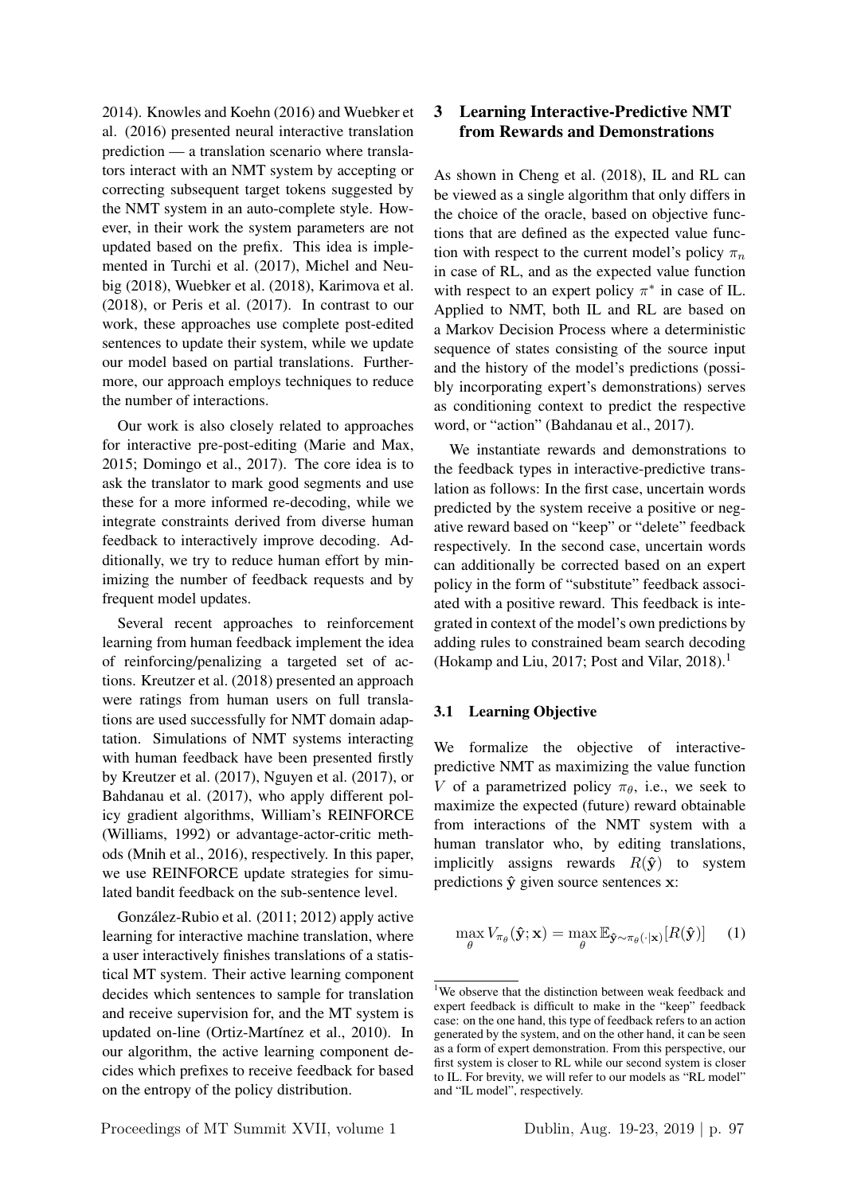2014). Knowles and Koehn (2016) and Wuebker et al. (2016) presented neural interactive translation prediction — a translation scenario where translators interact with an NMT system by accepting or correcting subsequent target tokens suggested by the NMT system in an auto-complete style. However, in their work the system parameters are not updated based on the prefix. This idea is implemented in Turchi et al. (2017), Michel and Neubig (2018), Wuebker et al. (2018), Karimova et al. (2018), or Peris et al. (2017). In contrast to our work, these approaches use complete post-edited sentences to update their system, while we update our model based on partial translations. Furthermore, our approach employs techniques to reduce the number of interactions.

Our work is also closely related to approaches for interactive pre-post-editing (Marie and Max, 2015; Domingo et al., 2017). The core idea is to ask the translator to mark good segments and use these for a more informed re-decoding, while we integrate constraints derived from diverse human feedback to interactively improve decoding. Additionally, we try to reduce human effort by minimizing the number of feedback requests and by frequent model updates.

Several recent approaches to reinforcement learning from human feedback implement the idea of reinforcing/penalizing a targeted set of actions. Kreutzer et al. (2018) presented an approach were ratings from human users on full translations are used successfully for NMT domain adaptation. Simulations of NMT systems interacting with human feedback have been presented firstly by Kreutzer et al. (2017), Nguyen et al. (2017), or Bahdanau et al. (2017), who apply different policy gradient algorithms, William's REINFORCE (Williams, 1992) or advantage-actor-critic methods (Mnih et al., 2016), respectively. In this paper, we use REINFORCE update strategies for simulated bandit feedback on the sub-sentence level.

González-Rubio et al. (2011; 2012) apply active learning for interactive machine translation, where a user interactively finishes translations of a statistical MT system. Their active learning component decides which sentences to sample for translation and receive supervision for, and the MT system is updated on-line (Ortiz-Martínez et al., 2010). In our algorithm, the active learning component decides which prefixes to receive feedback for based on the entropy of the policy distribution.

## 3 Learning Interactive-Predictive NMT from Rewards and Demonstrations

As shown in Cheng et al. (2018), IL and RL can be viewed as a single algorithm that only differs in the choice of the oracle, based on objective functions that are defined as the expected value function with respect to the current model's policy $\pi_n$ in case of RL, and as the expected value function with respect to an expert policy $\pi^*$ in case of IL. Applied to NMT, both IL and RL are based on a Markov Decision Process where a deterministic sequence of states consisting of the source input and the history of the model's predictions (possibly incorporating expert's demonstrations) serves as conditioning context to predict the respective word, or "action" (Bahdanau et al., 2017).

We instantiate rewards and demonstrations to the feedback types in interactive-predictive translation as follows: In the first case, uncertain words predicted by the system receive a positive or negative reward based on "keep" or "delete" feedback respectively. In the second case, uncertain words can additionally be corrected based on an expert policy in the form of "substitute" feedback associated with a positive reward. This feedback is integrated in context of the model's own predictions by adding rules to constrained beam search decoding (Hokamp and Liu, 2017; Post and Vilar, 2018).[1]

### 3.1 Learning Objective

We formalize the objective of interactive-predictive NMT as maximizing the value function $V$ of a parametrized policy $\pi_\theta$, i.e., we seek to maximize the expected (future) reward obtainable from interactions of the NMT system with a human translator who, by editing translations, implicitly assigns rewards $R(\hat{\mathbf{y}})$ to system predictions $\hat{\mathbf{y}}$ given source sentences $\mathbf{x}$:

$$\max_\theta V_{\pi_\theta}(\hat{\mathbf{y}}; \mathbf{x}) = \max_\theta \mathbb{E}_{\hat{\mathbf{y}} \sim \pi_\theta(\cdot|\mathbf{x})}[R(\hat{\mathbf{y}})] \quad (1)$$

[1] We observe that the distinction between weak feedback and expert feedback is difficult to make in the "keep" feedback case: on the one hand, this type of feedback refers to an action generated by the system, and on the other hand, it can be seen as a form of expert demonstration. From this perspective, our first system is closer to RL while our second system is closer to IL. For brevity, we will refer to our models as "RL model" and "IL model", respectively.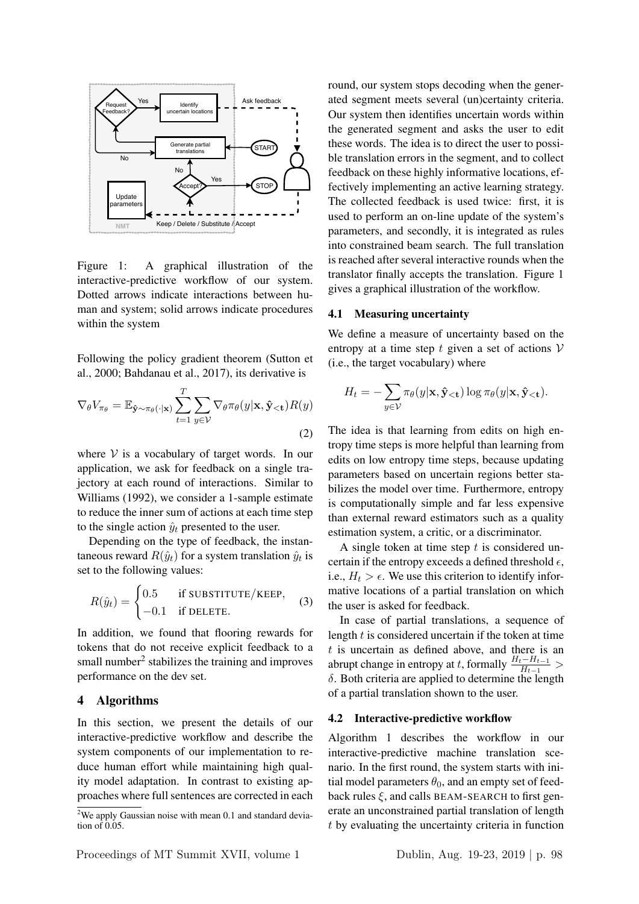Figure 1: A graphical illustration of the interactive-predictive workflow of our system. Dotted arrows indicate interactions between human and system; solid arrows indicate procedures within the system

Following the policy gradient theorem (Sutton et al., 2000; Bahdanau et al., 2017), its derivative is

$$\nabla_\theta V_{\pi_\theta} = \mathbb{E}_{\hat{\mathbf{y}} \sim \pi_\theta(\cdot|\mathbf{x})} \sum_{t=1}^{T} \sum_{y \in \mathcal{V}} \nabla_\theta \pi_\theta(y|\mathbf{x}, \hat{\mathbf{y}}_{<\mathbf{t}}) R(y) \tag{2}$$

where $\mathcal{V}$ is a vocabulary of target words. In our application, we ask for feedback on a single trajectory at each round of interactions. Similar to Williams (1992), we consider a 1-sample estimate to reduce the inner sum of actions at each time step to the single action $\hat{y}_t$ presented to the user.

Depending on the type of feedback, the instantaneous reward $R(\hat{y}_t)$ for a system translation $\hat{y}_t$ is set to the following values:

$$R(\hat{y}_t) = \begin{cases} 0.5 & \text{if SUBSTITUTE/KEEP,} \\ -0.1 & \text{if DELETE.} \end{cases} \tag{3}$$

In addition, we found that flooring rewards for tokens that do not receive explicit feedback to a small number[2] stabilizes the training and improves performance on the dev set.

## 4 Algorithms

In this section, we present the details of our interactive-predictive workflow and describe the system components of our implementation to reduce human effort while maintaining high quality model adaptation. In contrast to existing approaches where full sentences are corrected in each round, our system stops decoding when the generated segment meets several (un)certainty criteria. Our system then identifies uncertain words within the generated segment and asks the user to edit these words. The idea is to direct the user to possible translation errors in the segment, and to collect feedback on these highly informative locations, effectively implementing an active learning strategy. The collected feedback is used twice: first, it is used to perform an on-line update of the system's parameters, and secondly, it is integrated as rules into constrained beam search. The full translation is reached after several interactive rounds when the translator finally accepts the translation. Figure 1 gives a graphical illustration of the workflow.

### 4.1 Measuring uncertainty

We define a measure of uncertainty based on the entropy at a time step $t$ given a set of actions $\mathcal{V}$ (i.e., the target vocabulary) where

$$H_t = -\sum_{y \in \mathcal{V}} \pi_\theta(y|\mathbf{x}, \hat{\mathbf{y}}_{<\mathbf{t}}) \log \pi_\theta(y|\mathbf{x}, \hat{\mathbf{y}}_{<\mathbf{t}}).$$

The idea is that learning from edits on high entropy time steps is more helpful than learning from edits on low entropy time steps, because updating parameters based on uncertain regions better stabilizes the model over time. Furthermore, entropy is computationally simple and far less expensive than external reward estimators such as a quality estimation system, a critic, or a discriminator.

A single token at time step $t$ is considered uncertain if the entropy exceeds a defined threshold $\epsilon$, i.e., $H_t > \epsilon$. We use this criterion to identify informative locations of a partial translation on which the user is asked for feedback.

In case of partial translations, a sequence of length $t$ is considered uncertain if the token at time $t$ is uncertain as defined above, and there is an abrupt change in entropy at $t$, formally $\frac{H_t - H_{t-1}}{H_{t-1}} > \delta$. Both criteria are applied to determine the length of a partial translation shown to the user.

### 4.2 Interactive-predictive workflow

Algorithm 1 describes the workflow in our interactive-predictive machine translation scenario. In the first round, the system starts with initial model parameters $\theta_0$, and an empty set of feedback rules $\xi$, and calls BEAM-SEARCH to first generate an unconstrained partial translation of length $t$ by evaluating the uncertainty criteria in function

[2] We apply Gaussian noise with mean 0.1 and standard deviation of 0.05.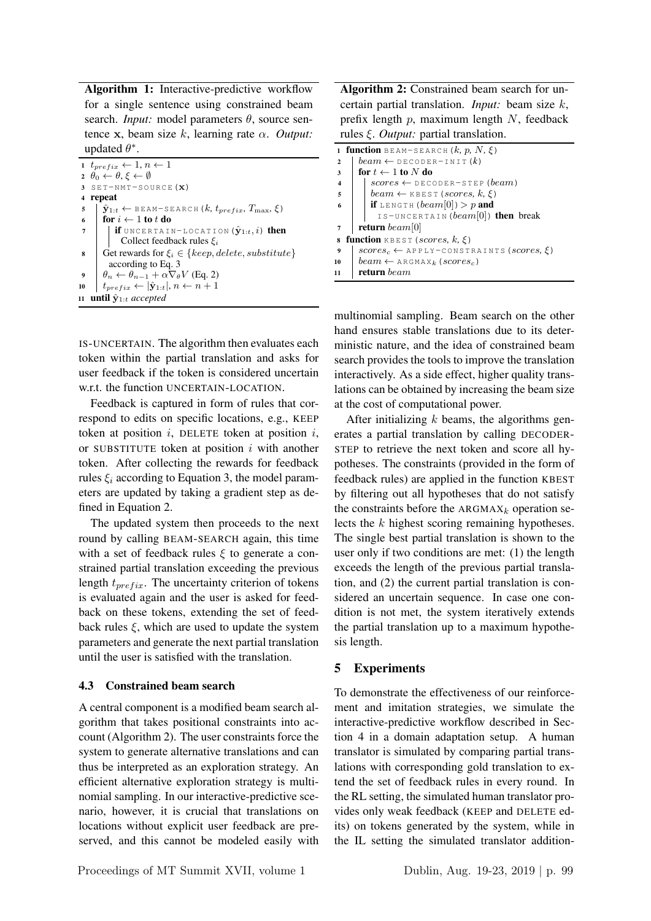**Algorithm 1:** Interactive-predictive workflow for a single sentence using constrained beam search. *Input:* model parameters $\theta$, source sentence $\mathbf{x}$, beam size $k$, learning rate $\alpha$. *Output:* updated $\theta^*$.

```
1  t_prefix ← 1, n ← 1
2  θ_0 ← θ, ξ ← ∅
3  SET-NMT-SOURCE(x)
4  repeat
5      ŷ_{1:t} ← BEAM-SEARCH(k, t_prefix, T_max, ξ)
6      for i ← 1 to t do
7          if UNCERTAIN-LOCATION(ŷ_{1:t}, i) then
               Collect feedback rules ξ_i
8      Get rewards for ξ_i ∈ {keep, delete, substitute}
           according to Eq. 3
9      θ_n ← θ_{n−1} + α∇_θ V (Eq. 2)
10     t_prefix ← |ŷ_{1:t}|, n ← n + 1
11 until ŷ_{1:t} accepted
```

**Algorithm 2:** Constrained beam search for uncertain partial translation. *Input:* beam size $k$, prefix length $p$, maximum length $N$, feedback rules $\xi$. *Output:* partial translation.

```
1  function BEAM-SEARCH(k, p, N, ξ)
2      beam ← DECODER-INIT(k)
3      for t ← 1 to N do
4          scores ← DECODER-STEP(beam)
5          beam ← KBEST(scores, k, ξ)
6          if LENGTH(beam[0]) > p and
               IS-UNCERTAIN(beam[0]) then break
7      return beam[0]
8  function KBEST(scores, k, ξ)
9      scores_c ← APPLY-CONSTRAINTS(scores, ξ)
10     beam ← ARGMAX_k(scores_c)
11     return beam
```

IS-UNCERTAIN. The algorithm then evaluates each token within the partial translation and asks for user feedback if the token is considered uncertain w.r.t. the function UNCERTAIN-LOCATION.

Feedback is captured in form of rules that correspond to edits on specific locations, e.g., KEEP token at position $i$, DELETE token at position $i$, or SUBSTITUTE token at position $i$ with another token. After collecting the rewards for feedback rules $\xi_i$ according to Equation 3, the model parameters are updated by taking a gradient step as defined in Equation 2.

The updated system then proceeds to the next round by calling BEAM-SEARCH again, this time with a set of feedback rules $\xi$ to generate a constrained partial translation exceeding the previous length $t_{prefix}$. The uncertainty criterion of tokens is evaluated again and the user is asked for feedback on these tokens, extending the set of feedback rules $\xi$, which are used to update the system parameters and generate the next partial translation until the user is satisfied with the translation.

### 4.3 Constrained beam search

A central component is a modified beam search algorithm that takes positional constraints into account (Algorithm 2). The user constraints force the system to generate alternative translations and can thus be interpreted as an exploration strategy. An efficient alternative exploration strategy is multinomial sampling. In our interactive-predictive scenario, however, it is crucial that translations on locations without explicit user feedback are preserved, and this cannot be modeled easily with multinomial sampling. Beam search on the other hand ensures stable translations due to its deterministic nature, and the idea of constrained beam search provides the tools to improve the translation interactively. As a side effect, higher quality translations can be obtained by increasing the beam size at the cost of computational power.

After initializing $k$ beams, the algorithms generates a partial translation by calling DECODER-STEP to retrieve the next token and score all hypotheses. The constraints (provided in the form of feedback rules) are applied in the function KBEST by filtering out all hypotheses that do not satisfy the constraints before the ARGMAX$_k$ operation selects the $k$ highest scoring remaining hypotheses. The single best partial translation is shown to the user only if two conditions are met: (1) the length exceeds the length of the previous partial translation, and (2) the current partial translation is considered an uncertain sequence. In case one condition is not met, the system iteratively extends the partial translation up to a maximum hypothesis length.

## 5 Experiments

To demonstrate the effectiveness of our reinforcement and imitation strategies, we simulate the interactive-predictive workflow described in Section 4 in a domain adaptation setup. A human translator is simulated by comparing partial translations with corresponding gold translation to extend the set of feedback rules in every round. In the RL setting, the simulated human translator provides only weak feedback (KEEP and DELETE edits) on tokens generated by the system, while in the IL setting the simulated translator addition-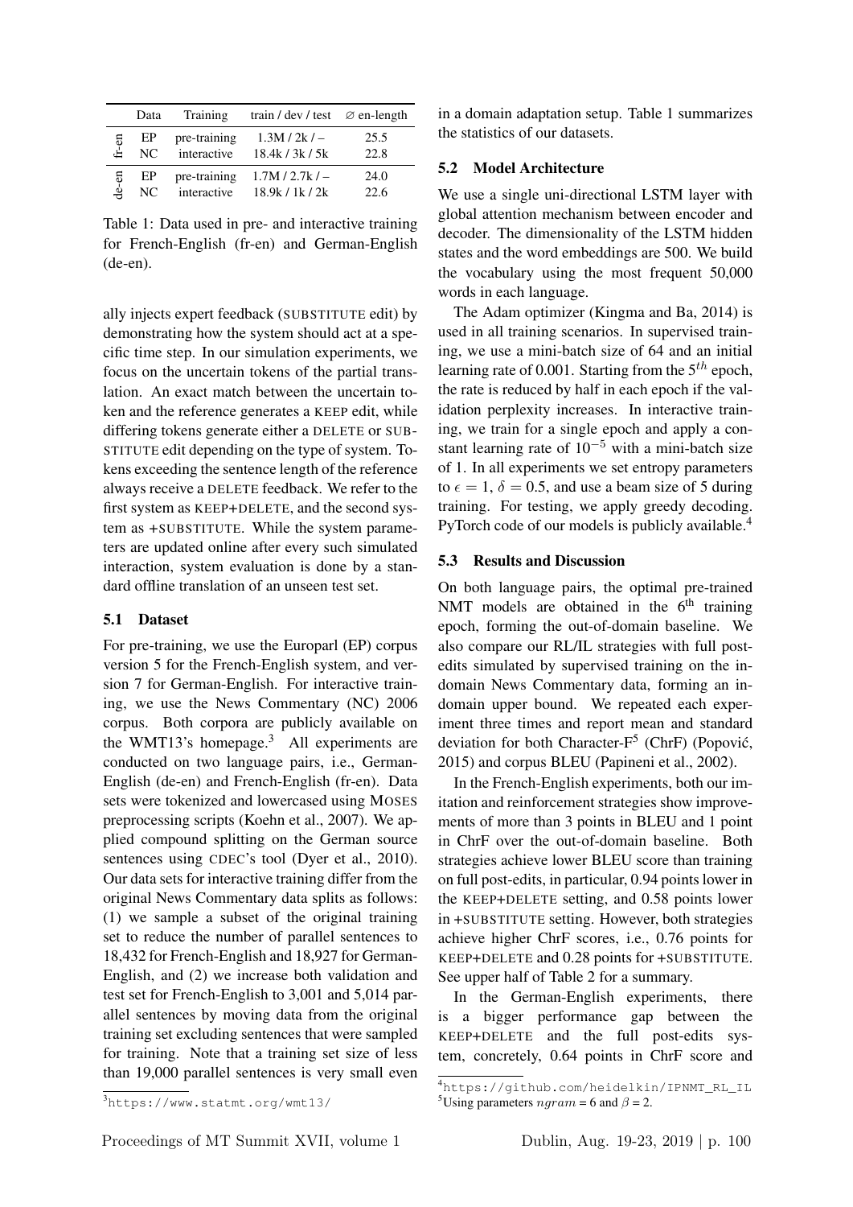| | Data | Training | train / dev / test | ∅ en-length |
|---|---|---|---|---|
| fr-en | EP | pre-training | 1.3M / 2k / – | 25.5 |
| | NC | interactive | 18.4k / 3k / 5k | 22.8 |
| de-en | EP | pre-training | 1.7M / 2.7k / – | 24.0 |
| | NC | interactive | 18.9k / 1k / 2k | 22.6 |

Table 1: Data used in pre- and interactive training for French-English (fr-en) and German-English (de-en).

ally injects expert feedback (SUBSTITUTE edit) by demonstrating how the system should act at a specific time step. In our simulation experiments, we focus on the uncertain tokens of the partial translation. An exact match between the uncertain token and the reference generates a KEEP edit, while differing tokens generate either a DELETE or SUBSTITUTE edit depending on the type of system. Tokens exceeding the sentence length of the reference always receive a DELETE feedback. We refer to the first system as KEEP+DELETE, and the second system as +SUBSTITUTE. While the system parameters are updated online after every such simulated interaction, system evaluation is done by a standard offline translation of an unseen test set.

### 5.1 Dataset

For pre-training, we use the Europarl (EP) corpus version 5 for the French-English system, and version 7 for German-English. For interactive training, we use the News Commentary (NC) 2006 corpus. Both corpora are publicly available on the WMT13's homepage.[3] All experiments are conducted on two language pairs, i.e., German-English (de-en) and French-English (fr-en). Data sets were tokenized and lowercased using MOSES preprocessing scripts (Koehn et al., 2007). We applied compound splitting on the German source sentences using CDEC's tool (Dyer et al., 2010). Our data sets for interactive training differ from the original News Commentary data splits as follows: (1) we sample a subset of the original training set to reduce the number of parallel sentences to 18,432 for French-English and 18,927 for German-English, and (2) we increase both validation and test set for French-English to 3,001 and 5,014 parallel sentences by moving data from the original training set excluding sentences that were sampled for training. Note that a training set size of less than 19,000 parallel sentences is very small even in a domain adaptation setup. Table 1 summarizes the statistics of our datasets.

### 5.2 Model Architecture

We use a single uni-directional LSTM layer with global attention mechanism between encoder and decoder. The dimensionality of the LSTM hidden states and the word embeddings are 500. We build the vocabulary using the most frequent 50,000 words in each language.

The Adam optimizer (Kingma and Ba, 2014) is used in all training scenarios. In supervised training, we use a mini-batch size of 64 and an initial learning rate of 0.001. Starting from the $5^{th}$ epoch, the rate is reduced by half in each epoch if the validation perplexity increases. In interactive training, we train for a single epoch and apply a constant learning rate of $10^{-5}$ with a mini-batch size of 1. In all experiments we set entropy parameters to $\epsilon = 1$, $\delta = 0.5$, and use a beam size of 5 during training. For testing, we apply greedy decoding. PyTorch code of our models is publicly available.[4]

### 5.3 Results and Discussion

On both language pairs, the optimal pre-trained NMT models are obtained in the $6^{\text{th}}$ training epoch, forming the out-of-domain baseline. We also compare our RL/IL strategies with full post-edits simulated by supervised training on the in-domain News Commentary data, forming an in-domain upper bound. We repeated each experiment three times and report mean and standard deviation for both Character-F[5] (ChrF) (Popović, 2015) and corpus BLEU (Papineni et al., 2002).

In the French-English experiments, both our imitation and reinforcement strategies show improvements of more than 3 points in BLEU and 1 point in ChrF over the out-of-domain baseline. Both strategies achieve lower BLEU score than training on full post-edits, in particular, 0.94 points lower in the KEEP+DELETE setting, and 0.58 points lower in +SUBSTITUTE setting. However, both strategies achieve higher ChrF scores, i.e., 0.76 points for KEEP+DELETE and 0.28 points for +SUBSTITUTE. See upper half of Table 2 for a summary.

In the German-English experiments, there is a bigger performance gap between the KEEP+DELETE and the full post-edits system, concretely, 0.64 points in ChrF score and

[3] https://www.statmt.org/wmt13/

[4] https://github.com/heidelkin/IPNMT_RL_IL

[5] Using parameters $ngram = 6$ and $\beta = 2$.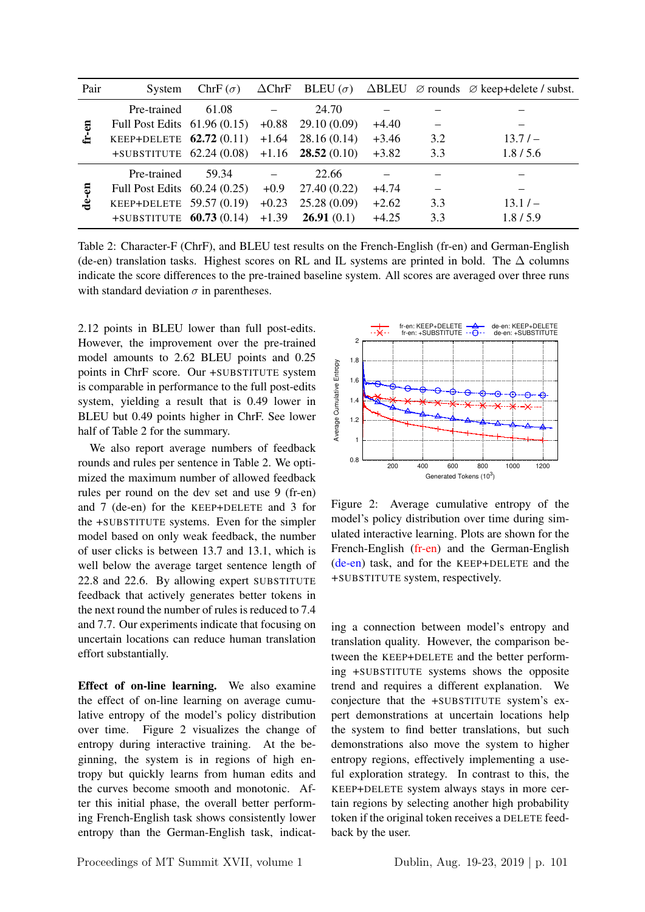| Pair | System | ChrF ($\sigma$) | $\Delta$ChrF | BLEU ($\sigma$) | $\Delta$BLEU | $\varnothing$ rounds | $\varnothing$ keep+delete / subst. |
|---|---|---|---|---|---|---|---|
| **fr-en** | Pre-trained | 61.08 | – | 24.70 | – | – | – |
| | Full Post Edits | 61.96 (0.15) | +0.88 | 29.10 (0.09) | +4.40 | – | – |
| | KEEP+DELETE | **62.72** (0.11) | +1.64 | 28.16 (0.14) | +3.46 | 3.2 | 13.7 / – |
| | +SUBSTITUTE | 62.24 (0.08) | +1.16 | **28.52** (0.10) | +3.82 | 3.3 | 1.8 / 5.6 |
| **de-en** | Pre-trained | 59.34 | – | 22.66 | – | – | – |
| | Full Post Edits | 60.24 (0.25) | +0.9 | 27.40 (0.22) | +4.74 | – | – |
| | KEEP+DELETE | 59.57 (0.19) | +0.23 | 25.28 (0.09) | +2.62 | 3.3 | 13.1 / – |
| | +SUBSTITUTE | **60.73** (0.14) | +1.39 | **26.91** (0.1) | +4.25 | 3.3 | 1.8 / 5.9 |

Table 2: Character-F (ChrF), and BLEU test results on the French-English (fr-en) and German-English (de-en) translation tasks. Highest scores on RL and IL systems are printed in bold. The $\Delta$ columns indicate the score differences to the pre-trained baseline system. All scores are averaged over three runs with standard deviation $\sigma$ in parentheses.

2.12 points in BLEU lower than full post-edits. However, the improvement over the pre-trained model amounts to 2.62 BLEU points and 0.25 points in ChrF score. Our +SUBSTITUTE system is comparable in performance to the full post-edits system, yielding a result that is 0.49 lower in BLEU but 0.49 points higher in ChrF. See lower half of Table 2 for the summary.

We also report average numbers of feedback rounds and rules per sentence in Table 2. We optimized the maximum number of allowed feedback rules per round on the dev set and use 9 (fr-en) and 7 (de-en) for the KEEP+DELETE and 3 for the +SUBSTITUTE systems. Even for the simpler model based on only weak feedback, the number of user clicks is between 13.7 and 13.1, which is well below the average target sentence length of 22.8 and 22.6. By allowing expert SUBSTITUTE feedback that actively generates better tokens in the next round the number of rules is reduced to 7.4 and 7.7. Our experiments indicate that focusing on uncertain locations can reduce human translation effort substantially.

**Effect of on-line learning.** We also examine the effect of on-line learning on average cumulative entropy of the model's policy distribution over time. Figure 2 visualizes the change of entropy during interactive training. At the beginning, the system is in regions of high entropy but quickly learns from human edits and the curves become smooth and monotonic. After this initial phase, the overall better performing French-English task shows consistently lower entropy than the German-English task, indicating a connection between model's entropy and translation quality. However, the comparison between the KEEP+DELETE and the better performing +SUBSTITUTE systems shows the opposite trend and requires a different explanation. We conjecture that the +SUBSTITUTE system's expert demonstrations at uncertain locations help the system to find better translations, but such demonstrations also move the system to higher entropy regions, effectively implementing a useful exploration strategy. In contrast to this, the KEEP+DELETE system always stays in more certain regions by selecting another high probability token if the original token receives a DELETE feedback by the user.

Figure 2: Average cumulative entropy of the model's policy distribution over time during simulated interactive learning. Plots are shown for the French-English (fr-en) and the German-English (de-en) task, and for the KEEP+DELETE and the +SUBSTITUTE system, respectively.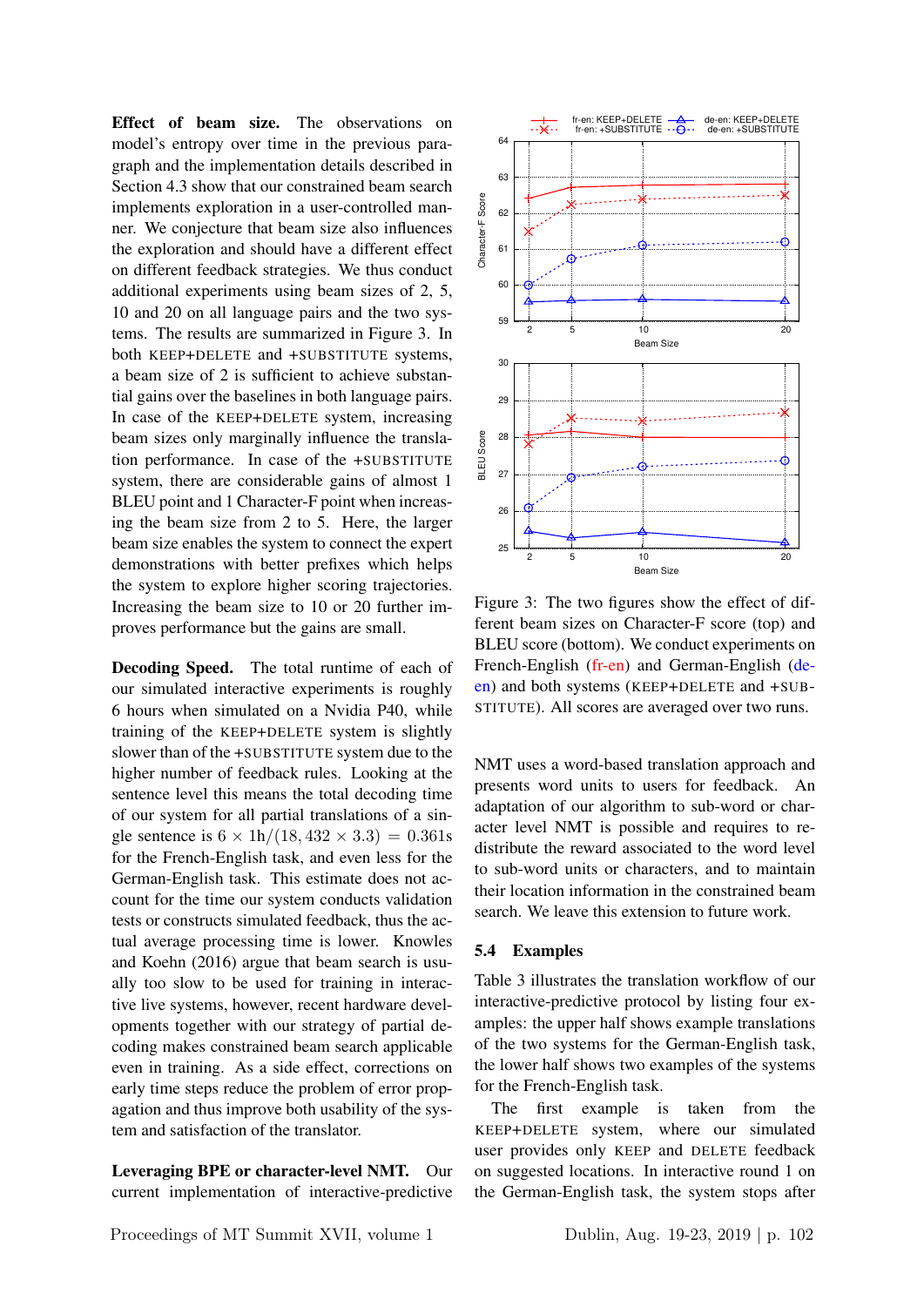**Effect of beam size.** The observations on model's entropy over time in the previous paragraph and the implementation details described in Section 4.3 show that our constrained beam search implements exploration in a user-controlled manner. We conjecture that beam size also influences the exploration and should have a different effect on different feedback strategies. We thus conduct additional experiments using beam sizes of 2, 5, 10 and 20 on all language pairs and the two systems. The results are summarized in Figure 3. In both KEEP+DELETE and +SUBSTITUTE systems, a beam size of 2 is sufficient to achieve substantial gains over the baselines in both language pairs. In case of the KEEP+DELETE system, increasing beam sizes only marginally influence the translation performance. In case of the +SUBSTITUTE system, there are considerable gains of almost 1 BLEU point and 1 Character-F point when increasing the beam size from 2 to 5. Here, the larger beam size enables the system to connect the expert demonstrations with better prefixes which helps the system to explore higher scoring trajectories. Increasing the beam size to 10 or 20 further improves performance but the gains are small.

**Decoding Speed.** The total runtime of each of our simulated interactive experiments is roughly 6 hours when simulated on a Nvidia P40, while training of the KEEP+DELETE system is slightly slower than of the +SUBSTITUTE system due to the higher number of feedback rules. Looking at the sentence level this means the total decoding time of our system for all partial translations of a single sentence is $6 \times 1\text{h}/(18,432 \times 3.3) = 0.361\text{s}$ for the French-English task, and even less for the German-English task. This estimate does not account for the time our system conducts validation tests or constructs simulated feedback, thus the actual average processing time is lower. Knowles and Koehn (2016) argue that beam search is usually too slow to be used for training in interactive live systems, however, recent hardware developments together with our strategy of partial decoding makes constrained beam search applicable even in training. As a side effect, corrections on early time steps reduce the problem of error propagation and thus improve both usability of the system and satisfaction of the translator.

**Leveraging BPE or character-level NMT.** Our current implementation of interactive-predictive NMT uses a word-based translation approach and presents word units to users for feedback. An adaptation of our algorithm to sub-word or character level NMT is possible and requires to redistribute the reward associated to the word level to sub-word units or characters, and to maintain their location information in the constrained beam search. We leave this extension to future work.

Figure 3: The two figures show the effect of different beam sizes on Character-F score (top) and BLEU score (bottom). We conduct experiments on French-English (fr-en) and German-English (de-en) and both systems (KEEP+DELETE and +SUBSTITUTE). All scores are averaged over two runs.

## 5.4 Examples

Table 3 illustrates the translation workflow of our interactive-predictive protocol by listing four examples: the upper half shows example translations of the two systems for the German-English task, the lower half shows two examples of the systems for the French-English task.

The first example is taken from the KEEP+DELETE system, where our simulated user provides only KEEP and DELETE feedback on suggested locations. In interactive round 1 on the German-English task, the system stops after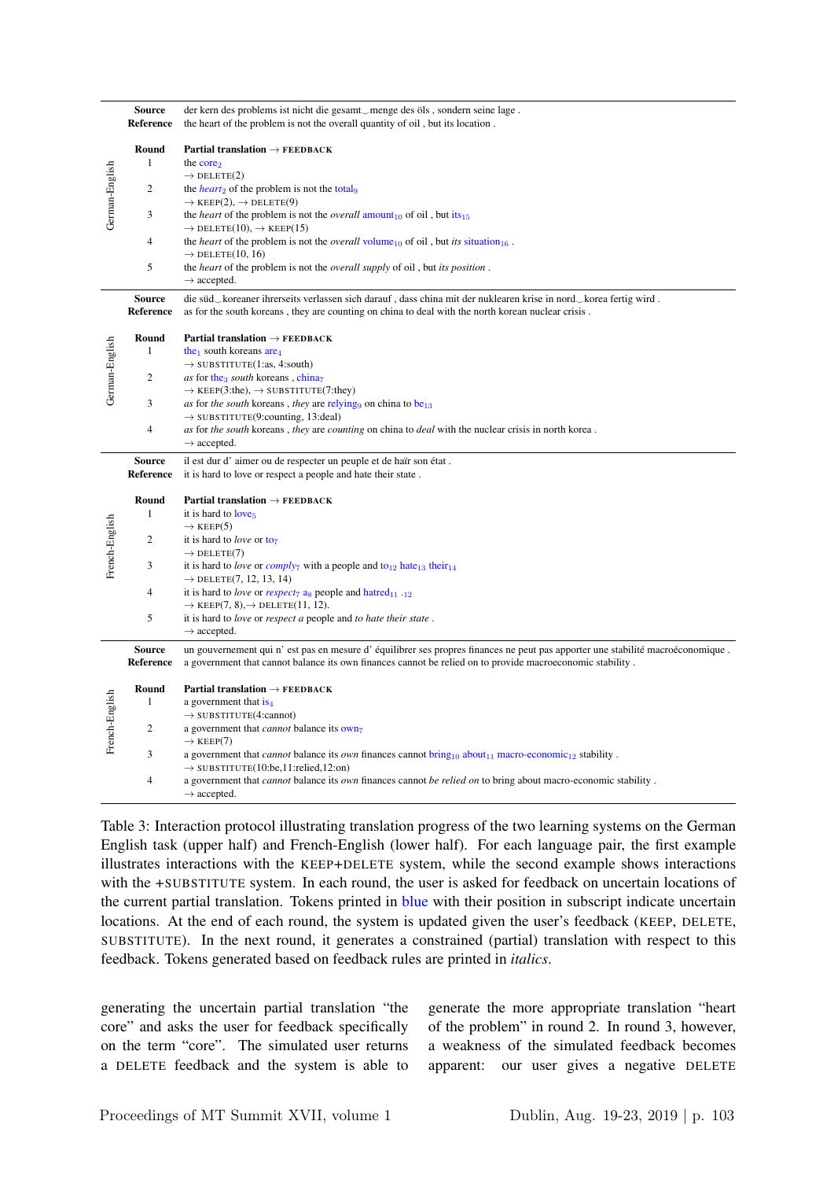| | | |
|---|---|---|
| German-English | **Source** | der kern des problems ist nicht die gesamt‿menge des öls , sondern seine lage . |
| | **Reference** | the heart of the problem is not the overall quantity of oil , but its location . |
| | **Round** | **Partial translation → FEEDBACK** |
| | 1 | the $\text{core}_{2}$ → DELETE(2) |
| | 2 | the *heart*$_{2}$ of the problem is not the $\text{total}_{9}$ → KEEP(2), → DELETE(9) |
| | 3 | the *heart* of the problem is not the *overall* $\text{amount}_{10}$ of oil , but $\text{its}_{15}$ → DELETE(10), → KEEP(15) |
| | 4 | the *heart* of the problem is not the *overall* $\text{volume}_{10}$ of oil , but *its* $\text{situation}_{16}$ . → DELETE(10, 16) |
| | 5 | the *heart* of the problem is not the *overall supply* of oil , but *its position* . → accepted. |
| German-English | **Source** | die süd‿koreaner ihrerseits verlassen sich darauf , dass china mit der nuklearen krise in nord‿korea fertig wird . |
| | **Reference** | as for the south koreans , they are counting on china to deal with the north korean nuclear crisis . |
| | **Round** | **Partial translation → FEEDBACK** |
| | 1 | $\text{the}_{1}$ south koreans $\text{are}_{4}$ → SUBSTITUTE(1:as, 4:south) |
| | 2 | *as* for $\text{the}_{3}$ *south* koreans , $\text{china}_{7}$ → KEEP(3:the), → SUBSTITUTE(7:they) |
| | 3 | *as* for *the south* koreans , *they* are $\text{relying}_{9}$ on china to $\text{be}_{13}$ → SUBSTITUTE(9:counting, 13:deal) |
| | 4 | *as* for *the south* koreans , *they* are *counting* on china to *deal* with the nuclear crisis in north korea . → accepted. |
| French-English | **Source** | il est dur d' aimer ou de respecter un peuple et de haïr son état . |
| | **Reference** | it is hard to love or respect a people and hate their state . |
| | **Round** | **Partial translation → FEEDBACK** |
| | 1 | it is hard to $\text{love}_{5}$ → KEEP(5) |
| | 2 | it is hard to *love* or $\text{to}_{7}$ → DELETE(7) |
| | 3 | it is hard to *love* or *comply*$_{7}$ with a people and $\text{to}_{12}$ $\text{hate}_{13}$ $\text{their}_{14}$ → DELETE(7, 12, 13, 14) |
| | 4 | it is hard to *love* or *respect*$_{7}$ $\text{a}_{8}$ people and $\text{hatred}_{11\text{-}12}$ → KEEP(7, 8),→ DELETE(11, 12). |
| | 5 | it is hard to *love* or *respect a* people and *to hate their state* . → accepted. |
| French-English | **Source** | un gouvernement qui n' est pas en mesure d' équilibrer ses propres finances ne peut pas apporter une stabilité macroéconomique . |
| | **Reference** | a government that cannot balance its own finances cannot be relied on to provide macroeconomic stability . |
| | **Round** | **Partial translation → FEEDBACK** |
| | 1 | a government that $\text{is}_{4}$ → SUBSTITUTE(4:cannot) |
| | 2 | a government that *cannot* balance its $\text{own}_{7}$ → KEEP(7) |
| | 3 | a government that *cannot* balance its *own* finances cannot $\text{bring}_{10}$ $\text{about}_{11}$ $\text{macro-economic}_{12}$ stability . → SUBSTITUTE(10:be,11:relied,12:on) |
| | 4 | a government that *cannot* balance its *own* finances cannot *be relied on* to bring about macro-economic stability . → accepted. |

Table 3: Interaction protocol illustrating translation progress of the two learning systems on the German English task (upper half) and French-English (lower half). For each language pair, the first example illustrates interactions with the KEEP+DELETE system, while the second example shows interactions with the +SUBSTITUTE system. In each round, the user is asked for feedback on uncertain locations of the current partial translation. Tokens printed in blue with their position in subscript indicate uncertain locations. At the end of each round, the system is updated given the user's feedback (KEEP, DELETE, SUBSTITUTE). In the next round, it generates a constrained (partial) translation with respect to this feedback. Tokens generated based on feedback rules are printed in *italics*.

generating the uncertain partial translation "the core" and asks the user for feedback specifically on the term "core". The simulated user returns a DELETE feedback and the system is able to generate the more appropriate translation "heart of the problem" in round 2. In round 3, however, a weakness of the simulated feedback becomes apparent: our user gives a negative DELETE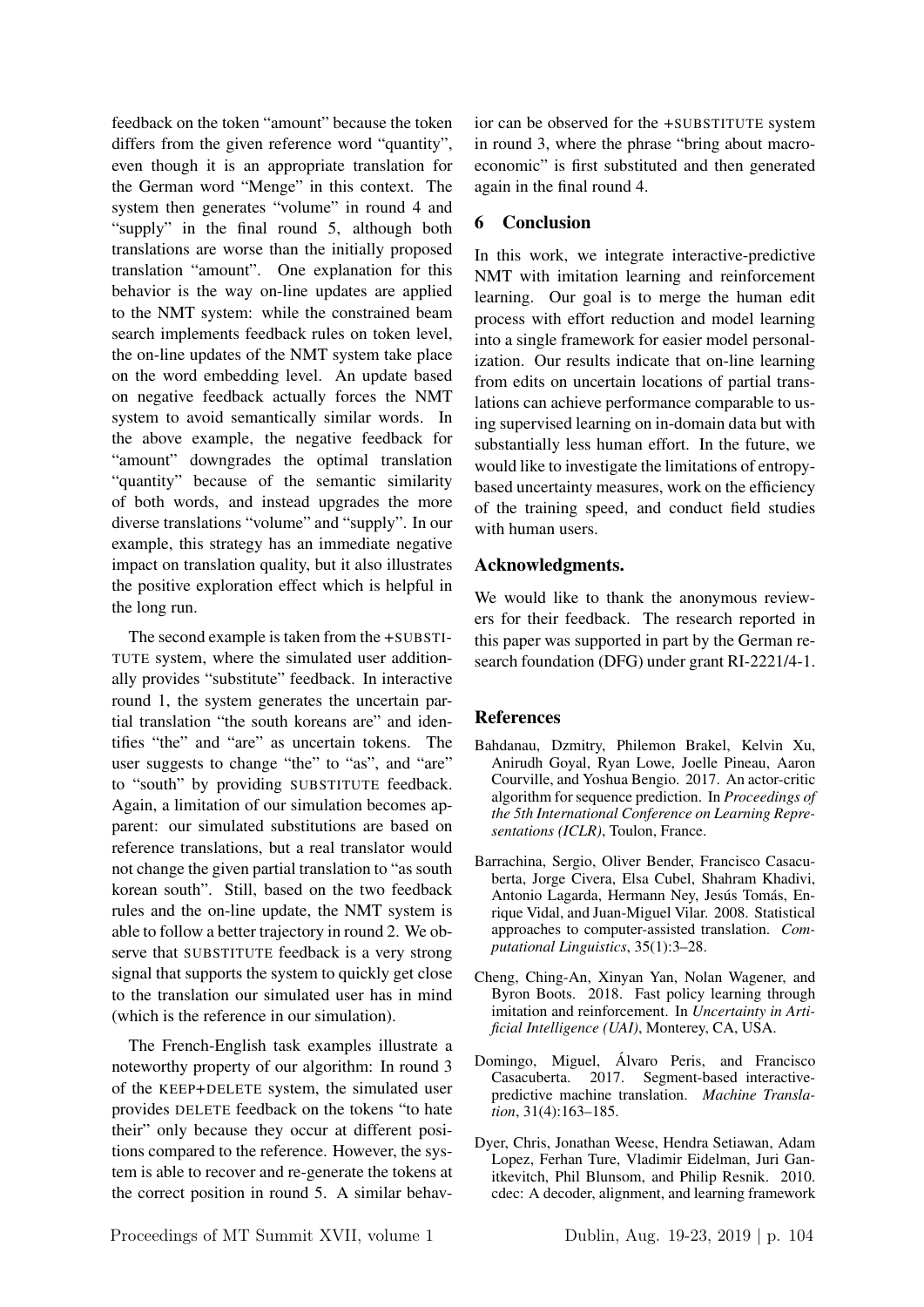feedback on the token "amount" because the token differs from the given reference word "quantity", even though it is an appropriate translation for the German word "Menge" in this context. The system then generates "volume" in round 4 and "supply" in the final round 5, although both translations are worse than the initially proposed translation "amount". One explanation for this behavior is the way on-line updates are applied to the NMT system: while the constrained beam search implements feedback rules on token level, the on-line updates of the NMT system take place on the word embedding level. An update based on negative feedback actually forces the NMT system to avoid semantically similar words. In the above example, the negative feedback for "amount" downgrades the optimal translation "quantity" because of the semantic similarity of both words, and instead upgrades the more diverse translations "volume" and "supply". In our example, this strategy has an immediate negative impact on translation quality, but it also illustrates the positive exploration effect which is helpful in the long run.

The second example is taken from the +SUBSTITUTE system, where the simulated user additionally provides "substitute" feedback. In interactive round 1, the system generates the uncertain partial translation "the south koreans are" and identifies "the" and "are" as uncertain tokens. The user suggests to change "the" to "as", and "are" to "south" by providing SUBSTITUTE feedback. Again, a limitation of our simulation becomes apparent: our simulated substitutions are based on reference translations, but a real translator would not change the given partial translation to "as south korean south". Still, based on the two feedback rules and the on-line update, the NMT system is able to follow a better trajectory in round 2. We observe that SUBSTITUTE feedback is a very strong signal that supports the system to quickly get close to the translation our simulated user has in mind (which is the reference in our simulation).

The French-English task examples illustrate a noteworthy property of our algorithm: In round 3 of the KEEP+DELETE system, the simulated user provides DELETE feedback on the tokens "to hate their" only because they occur at different positions compared to the reference. However, the system is able to recover and re-generate the tokens at the correct position in round 5. A similar behavior can be observed for the +SUBSTITUTE system in round 3, where the phrase "bring about macroeconomic" is first substituted and then generated again in the final round 4.

## 6 Conclusion

In this work, we integrate interactive-predictive NMT with imitation learning and reinforcement learning. Our goal is to merge the human edit process with effort reduction and model learning into a single framework for easier model personalization. Our results indicate that on-line learning from edits on uncertain locations of partial translations can achieve performance comparable to using supervised learning on in-domain data but with substantially less human effort. In the future, we would like to investigate the limitations of entropy-based uncertainty measures, work on the efficiency of the training speed, and conduct field studies with human users.

## Acknowledgments.

We would like to thank the anonymous reviewers for their feedback. The research reported in this paper was supported in part by the German research foundation (DFG) under grant RI-2221/4-1.

## References

Bahdanau, Dzmitry, Philemon Brakel, Kelvin Xu, Anirudh Goyal, Ryan Lowe, Joelle Pineau, Aaron Courville, and Yoshua Bengio. 2017. An actor-critic algorithm for sequence prediction. In *Proceedings of the 5th International Conference on Learning Representations (ICLR)*, Toulon, France.

Barrachina, Sergio, Oliver Bender, Francisco Casacuberta, Jorge Civera, Elsa Cubel, Shahram Khadivi, Antonio Lagarda, Hermann Ney, Jesús Tomás, Enrique Vidal, and Juan-Miguel Vilar. 2008. Statistical approaches to computer-assisted translation. *Computational Linguistics*, 35(1):3–28.

Cheng, Ching-An, Xinyan Yan, Nolan Wagener, and Byron Boots. 2018. Fast policy learning through imitation and reinforcement. In *Uncertainty in Artificial Intelligence (UAI)*, Monterey, CA, USA.

Domingo, Miguel, Álvaro Peris, and Francisco Casacuberta. 2017. Segment-based interactive-predictive machine translation. *Machine Translation*, 31(4):163–185.

Dyer, Chris, Jonathan Weese, Hendra Setiawan, Adam Lopez, Ferhan Ture, Vladimir Eidelman, Juri Ganitkevitch, Phil Blunsom, and Philip Resnik. 2010. cdec: A decoder, alignment, and learning framework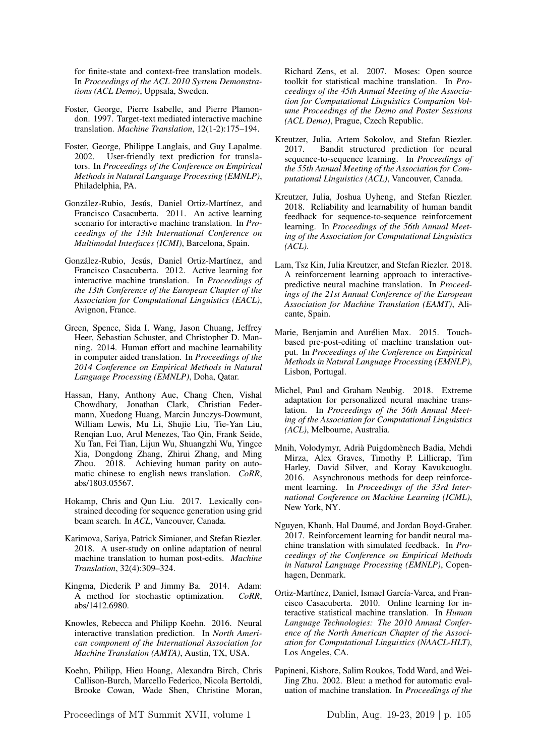for finite-state and context-free translation models. In *Proceedings of the ACL 2010 System Demonstrations (ACL Demo)*, Uppsala, Sweden.

Foster, George, Pierre Isabelle, and Pierre Plamondon. 1997. Target-text mediated interactive machine translation. *Machine Translation*, 12(1-2):175–194.

Foster, George, Philippe Langlais, and Guy Lapalme. 2002. User-friendly text prediction for translators. In *Proceedings of the Conference on Empirical Methods in Natural Language Processing (EMNLP)*, Philadelphia, PA.

González-Rubio, Jesús, Daniel Ortiz-Martínez, and Francisco Casacuberta. 2011. An active learning scenario for interactive machine translation. In *Proceedings of the 13th International Conference on Multimodal Interfaces (ICMI)*, Barcelona, Spain.

González-Rubio, Jesús, Daniel Ortiz-Martínez, and Francisco Casacuberta. 2012. Active learning for interactive machine translation. In *Proceedings of the 13th Conference of the European Chapter of the Association for Computational Linguistics (EACL)*, Avignon, France.

Green, Spence, Sida I. Wang, Jason Chuang, Jeffrey Heer, Sebastian Schuster, and Christopher D. Manning. 2014. Human effort and machine learnability in computer aided translation. In *Proceedings of the 2014 Conference on Empirical Methods in Natural Language Processing (EMNLP)*, Doha, Qatar.

Hassan, Hany, Anthony Aue, Chang Chen, Vishal Chowdhary, Jonathan Clark, Christian Federmann, Xuedong Huang, Marcin Junczys-Dowmunt, William Lewis, Mu Li, Shujie Liu, Tie-Yan Liu, Renqian Luo, Arul Menezes, Tao Qin, Frank Seide, Xu Tan, Fei Tian, Lijun Wu, Shuangzhi Wu, Yingce Xia, Dongdong Zhang, Zhirui Zhang, and Ming Zhou. 2018. Achieving human parity on automatic chinese to english news translation. *CoRR*, abs/1803.05567.

Hokamp, Chris and Qun Liu. 2017. Lexically constrained decoding for sequence generation using grid beam search. In *ACL*, Vancouver, Canada.

Karimova, Sariya, Patrick Simianer, and Stefan Riezler. 2018. A user-study on online adaptation of neural machine translation to human post-edits. *Machine Translation*, 32(4):309–324.

Kingma, Diederik P and Jimmy Ba. 2014. Adam: A method for stochastic optimization. *CoRR*, abs/1412.6980.

Knowles, Rebecca and Philipp Koehn. 2016. Neural interactive translation prediction. In *North American component of the International Association for Machine Translation (AMTA)*, Austin, TX, USA.

Koehn, Philipp, Hieu Hoang, Alexandra Birch, Chris Callison-Burch, Marcello Federico, Nicola Bertoldi, Brooke Cowan, Wade Shen, Christine Moran, Richard Zens, et al. 2007. Moses: Open source toolkit for statistical machine translation. In *Proceedings of the 45th Annual Meeting of the Association for Computational Linguistics Companion Volume Proceedings of the Demo and Poster Sessions (ACL Demo)*, Prague, Czech Republic.

Kreutzer, Julia, Artem Sokolov, and Stefan Riezler. 2017. Bandit structured prediction for neural sequence-to-sequence learning. In *Proceedings of the 55th Annual Meeting of the Association for Computational Linguistics (ACL)*, Vancouver, Canada.

Kreutzer, Julia, Joshua Uyheng, and Stefan Riezler. 2018. Reliability and learnability of human bandit feedback for sequence-to-sequence reinforcement learning. In *Proceedings of the 56th Annual Meeting of the Association for Computational Linguistics (ACL)*.

Lam, Tsz Kin, Julia Kreutzer, and Stefan Riezler. 2018. A reinforcement learning approach to interactive-predictive neural machine translation. In *Proceedings of the 21st Annual Conference of the European Association for Machine Translation (EAMT)*, Alicante, Spain.

Marie, Benjamin and Aurélien Max. 2015. Touch-based pre-post-editing of machine translation output. In *Proceedings of the Conference on Empirical Methods in Natural Language Processing (EMNLP)*, Lisbon, Portugal.

Michel, Paul and Graham Neubig. 2018. Extreme adaptation for personalized neural machine translation. In *Proceedings of the 56th Annual Meeting of the Association for Computational Linguistics (ACL)*, Melbourne, Australia.

Mnih, Volodymyr, Adrià Puigdomènech Badia, Mehdi Mirza, Alex Graves, Timothy P. Lillicrap, Tim Harley, David Silver, and Koray Kavukcuoglu. 2016. Asynchronous methods for deep reinforcement learning. In *Proceedings of the 33rd International Conference on Machine Learning (ICML)*, New York, NY.

Nguyen, Khanh, Hal Daumé, and Jordan Boyd-Graber. 2017. Reinforcement learning for bandit neural machine translation with simulated feedback. In *Proceedings of the Conference on Empirical Methods in Natural Language Processing (EMNLP)*, Copenhagen, Denmark.

Ortiz-Martínez, Daniel, Ismael García-Varea, and Francisco Casacuberta. 2010. Online learning for interactive statistical machine translation. In *Human Language Technologies: The 2010 Annual Conference of the North American Chapter of the Association for Computational Linguistics (NAACL-HLT)*, Los Angeles, CA.

Papineni, Kishore, Salim Roukos, Todd Ward, and Wei-Jing Zhu. 2002. Bleu: a method for automatic evaluation of machine translation. In *Proceedings of the*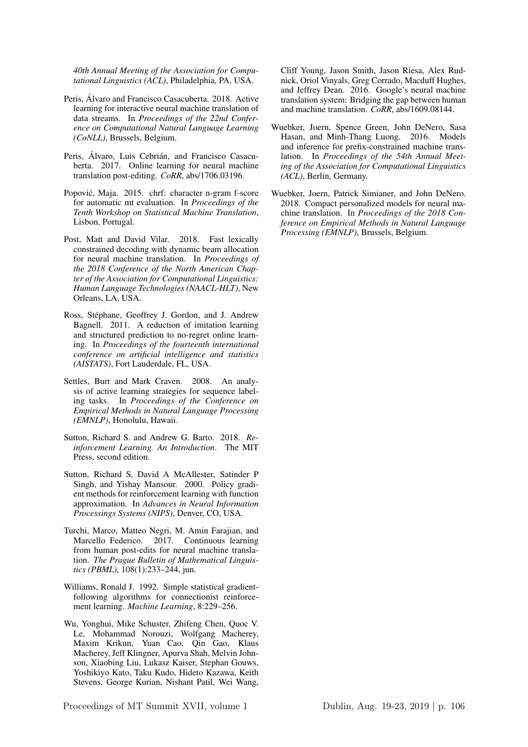*40th Annual Meeting of the Association for Computational Linguistics (ACL)*, Philadelphia, PA, USA.

Peris, Álvaro and Francisco Casacuberta. 2018. Active learning for interactive neural machine translation of data streams. In *Proceedings of the 22nd Conference on Computational Natural Language Learning (CoNLL)*, Brussels, Belgium.

Peris, Álvaro, Luis Cebrián, and Francisco Casacuberta. 2017. Online learning for neural machine translation post-editing. *CoRR*, abs/1706.03196.

Popović, Maja. 2015. chrf: character n-gram f-score for automatic mt evaluation. In *Proceedings of the Tenth Workshop on Statistical Machine Translation*, Lisbon, Portugal.

Post, Matt and David Vilar. 2018. Fast lexically constrained decoding with dynamic beam allocation for neural machine translation. In *Proceedings of the 2018 Conference of the North American Chapter of the Association for Computational Linguistics: Human Language Technologies (NAACL-HLT)*, New Orleans, LA, USA.

Ross, Stéphane, Geoffrey J. Gordon, and J. Andrew Bagnell. 2011. A reduction of imitation learning and structured prediction to no-regret online learning. In *Proceedings of the fourteenth international conference on artificial intelligence and statistics (AISTATS)*, Fort Lauderdale, FL, USA.

Settles, Burr and Mark Craven. 2008. An analysis of active learning strategies for sequence labeling tasks. In *Proceedings of the Conference on Empirical Methods in Natural Language Processing (EMNLP)*, Honolulu, Hawaii.

Sutton, Richard S. and Andrew G. Barto. 2018. *Reinforcement Learning. An Introduction*. The MIT Press, second edition.

Sutton, Richard S, David A McAllester, Satinder P Singh, and Yishay Mansour. 2000. Policy gradient methods for reinforcement learning with function approximation. In *Advances in Neural Information Processings Systems (NIPS)*, Denver, CO, USA.

Turchi, Marco, Matteo Negri, M. Amin Farajian, and Marcello Federico. 2017. Continuous learning from human post-edits for neural machine translation. *The Prague Bulletin of Mathematical Linguistics (PBML)*, 108(1):233–244, jun.

Williams, Ronald J. 1992. Simple statistical gradient-following algorithms for connectionist reinforcement learning. *Machine Learning*, 8:229–256.

Wu, Yonghui, Mike Schuster, Zhifeng Chen, Quoc V. Le, Mohammad Norouzi, Wolfgang Macherey, Maxim Krikun, Yuan Cao, Qin Gao, Klaus Macherey, Jeff Klingner, Apurva Shah, Melvin Johnson, Xiaobing Liu, Lukasz Kaiser, Stephan Gouws, Yoshikiyo Kato, Taku Kudo, Hideto Kazawa, Keith Stevens, George Kurian, Nishant Patil, Wei Wang, Cliff Young, Jason Smith, Jason Riesa, Alex Rudnick, Oriol Vinyals, Greg Corrado, Macduff Hughes, and Jeffrey Dean. 2016. Google's neural machine translation system: Bridging the gap between human and machine translation. *CoRR*, abs/1609.08144.

Wuebker, Joern, Spence Green, John DeNero, Sasa Hasan, and Minh-Thang Luong. 2016. Models and inference for prefix-constrained machine translation. In *Proceedings of the 54th Annual Meeting of the Association for Computational Linguistics (ACL)*, Berlin, Germany.

Wuebker, Joern, Patrick Simianer, and John DeNero. 2018. Compact personalized models for neural machine translation. In *Proceedings of the 2018 Conference on Empirical Methods in Natural Language Processing (EMNLP)*, Brussels, Belgium.